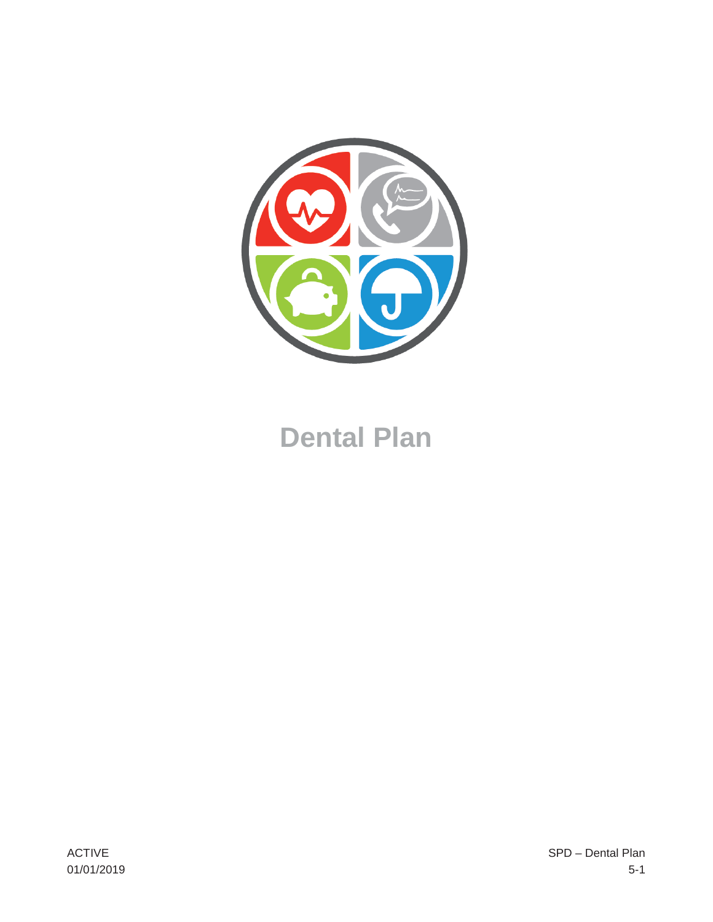# Dental Plan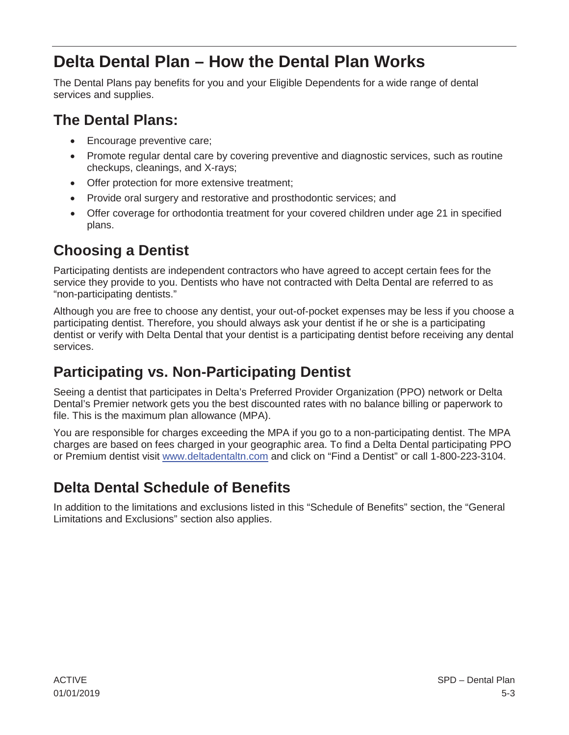# Delta Dental Plan – How the Dental Plan Works

The Dental Plans pay benefits for you and your Eligible Dependents for a wide range of dental services and supplies.

## The Dental Plans:

- Encourage preventive care;
- Promote regular dental care by covering preventive and diagnostic services, such as routine checkups, cleanings, and X-rays;
- Offer protection for more extensive treatment;
- Provide oral surgery and restorative and prosthodontic services; and
- Offer coverage for orthodontia treatment for your covered children under age 21 in specified plans.

## Choosing a Dentist

Participating dentists are independent contractors who have agreed to accept certain fees for the service they provide to you. Dentists who have not contracted with Delta Dental are referred to as "non-participating dentists."

Although you are free to choose any dentist, your out-of-pocket expenses may be less if you choose a participating dentist. Therefore, you should always ask your dentist if he or she is a participating dentist or verify with Delta Dental that your dentist is a participating dentist before receiving any dental services.

## Participating vs. Non-Participating Dentist

Seeing a dentist that participates in Delta's Preferred Provider Organization (PPO) network or Delta Dental's Premier network gets you the best discounted rates with no balance billing or paperwork to file. This is the maximum plan allowance (MPA).

You are responsible for charges exceeding the MPA if you go to a non-participating dentist. The MPA charges are based on fees charged in your geographic area. To find a Delta Dental participating PPO or Premium dentist visit www.deltadentaltn.com and click on "Find a Dentist" or call 1-800-223-3104.

## Delta Dental Schedule of Benefits

In addition to the limitations and exclusions listed in this "Schedule of Benefits" section, the "General Limitations and Exclusions" section also applies.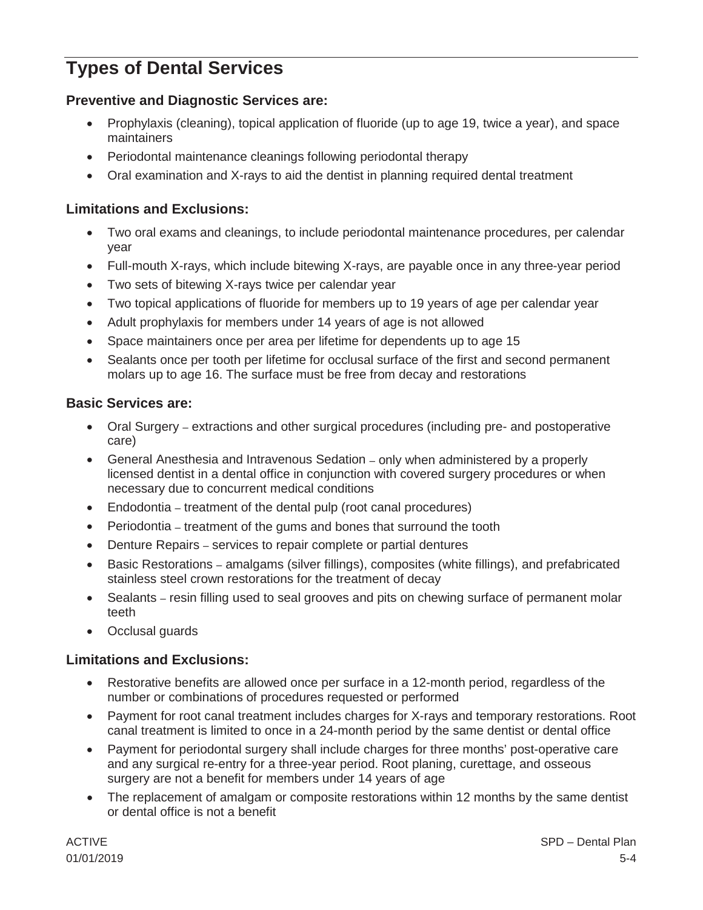## Types of Dental Services

### Preventive and Diagnostic Services are:

- Prophylaxis (cleaning), topical application of fluoride (up to age 19, twice a year), and space maintainers
- Periodontal maintenance cleanings following periodontal therapy
- Oral examination and X-rays to aid the dentist in planning required dental treatment

### Limitations and Exclusions:

- Two oral exams and cleanings, to include periodontal maintenance procedures, per calendar year
- Full-mouth X-rays, which include bitewing X-rays, are payable once in any three-year period
- Two sets of bitewing X-rays twice per calendar year
- Two topical applications of fluoride for members up to 19 years of age per calendar year
- Adult prophylaxis for members under 14 years of age is not allowed
- Space maintainers once per area per lifetime for dependents up to age 15
- Sealants once per tooth per lifetime for occlusal surface of the first and second permanent molars up to age 16. The surface must be free from decay and restorations

### Basic Services are:

- Oral Surgery – extractions and other surgical procedures (including pre- and postoperative care)
- General Anesthesia and Intravenous Sedation – only when administered by a properly licensed dentist in a dental office in conjunction with covered surgery procedures or when necessary due to concurrent medical conditions
- Endodontia – treatment of the dental pulp (root canal procedures)
- Periodontia – treatment of the gums and bones that surround the tooth
- Denture Repairs – services to repair complete or partial dentures
- Basic Restorations – amalgams (silver fillings), composites (white fillings), and prefabricated stainless steel crown restorations for the treatment of decay
- Sealants – resin filling used to seal grooves and pits on chewing surface of permanent molar teeth
- Occlusal guards

### Limitations and Exclusions:

- Restorative benefits are allowed once per surface in a 12-month period, regardless of the number or combinations of procedures requested or performed
- Payment for root canal treatment includes charges for X-rays and temporary restorations. Root canal treatment is limited to once in a 24-month period by the same dentist or dental office
- Payment for periodontal surgery shall include charges for three months' post-operative care and any surgical re-entry for a three-year period. Root planing, curettage, and osseous surgery are not a benefit for members under 14 years of age
- The replacement of amalgam or composite restorations within 12 months by the same dentist or dental office is not a benefit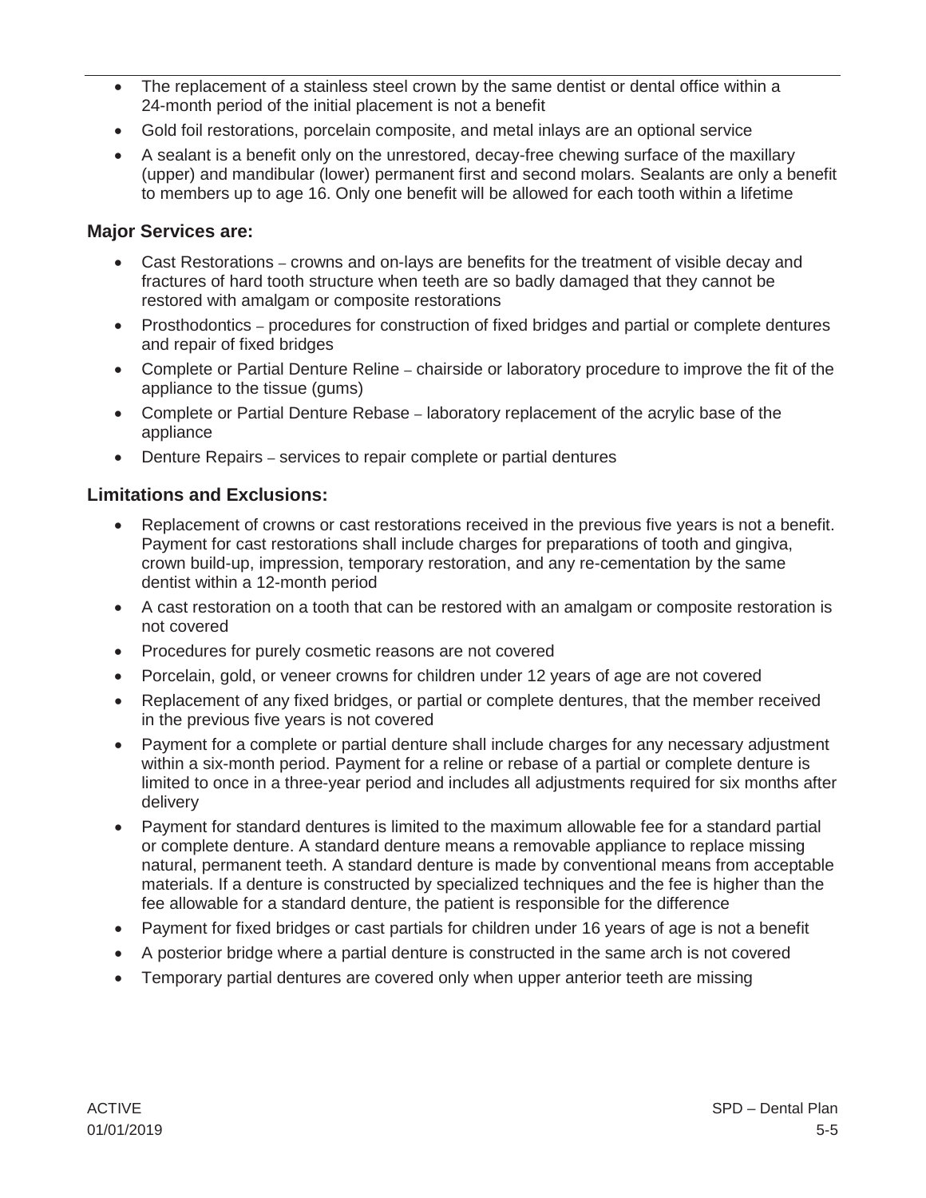- The replacement of a stainless steel crown by the same dentist or dental office within a 24-month period of the initial placement is not a benefit
- Gold foil restorations, porcelain composite, and metal inlays are an optional service
- A sealant is a benefit only on the unrestored, decay-free chewing surface of the maxillary (upper) and mandibular (lower) permanent first and second molars. Sealants are only a benefit to members up to age 16. Only one benefit will be allowed for each tooth within a lifetime

### Major Services are:

- Cast Restorations – crowns and on-lays are benefits for the treatment of visible decay and fractures of hard tooth structure when teeth are so badly damaged that they cannot be restored with amalgam or composite restorations
- Prosthodontics – procedures for construction of fixed bridges and partial or complete dentures and repair of fixed bridges
- Complete or Partial Denture Reline – chairside or laboratory procedure to improve the fit of the appliance to the tissue (gums)
- Complete or Partial Denture Rebase – laboratory replacement of the acrylic base of the appliance
- Denture Repairs – services to repair complete or partial dentures

### Limitations and Exclusions:

- Replacement of crowns or cast restorations received in the previous five years is not a benefit. Payment for cast restorations shall include charges for preparations of tooth and gingiva, crown build-up, impression, temporary restoration, and any re-cementation by the same dentist within a 12-month period
- A cast restoration on a tooth that can be restored with an amalgam or composite restoration is not covered
- Procedures for purely cosmetic reasons are not covered
- Porcelain, gold, or veneer crowns for children under 12 years of age are not covered
- Replacement of any fixed bridges, or partial or complete dentures, that the member received in the previous five years is not covered
- Payment for a complete or partial denture shall include charges for any necessary adjustment within a six-month period. Payment for a reline or rebase of a partial or complete denture is limited to once in a three-year period and includes all adjustments required for six months after delivery
- Payment for standard dentures is limited to the maximum allowable fee for a standard partial or complete denture. A standard denture means a removable appliance to replace missing natural, permanent teeth. A standard denture is made by conventional means from acceptable materials. If a denture is constructed by specialized techniques and the fee is higher than the fee allowable for a standard denture, the patient is responsible for the difference
- Payment for fixed bridges or cast partials for children under 16 years of age is not a benefit
- A posterior bridge where a partial denture is constructed in the same arch is not covered
- Temporary partial dentures are covered only when upper anterior teeth are missing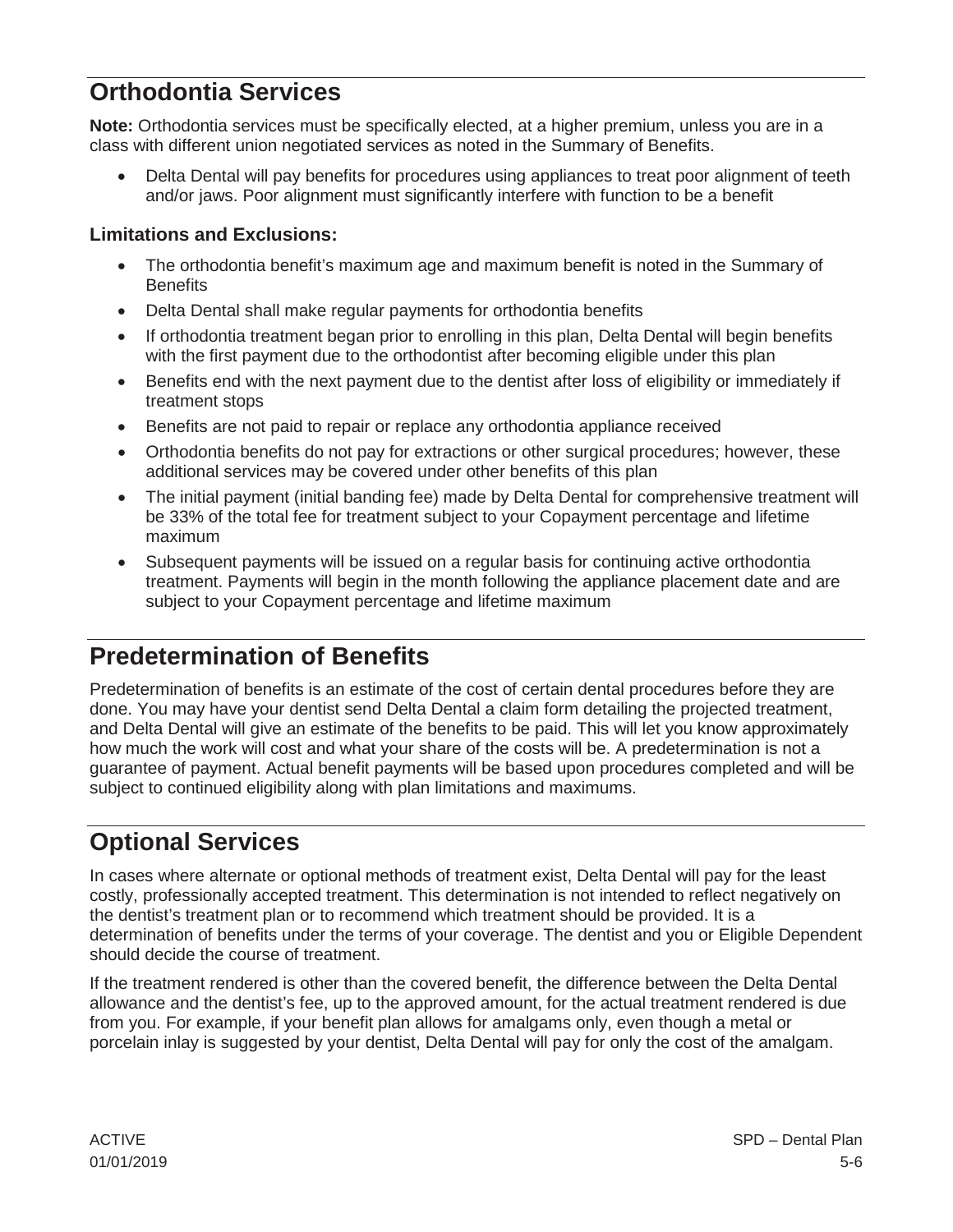## Orthodontia Services

**Note:** Orthodontia services must be specifically elected, at a higher premium, unless you are in a class with different union negotiated services as noted in the Summary of Benefits.

- Delta Dental will pay benefits for procedures using appliances to treat poor alignment of teeth and/or jaws. Poor alignment must significantly interfere with function to be a benefit

### Limitations and Exclusions:

- The orthodontia benefit's maximum age and maximum benefit is noted in the Summary of Benefits
- Delta Dental shall make regular payments for orthodontia benefits
- If orthodontia treatment began prior to enrolling in this plan, Delta Dental will begin benefits with the first payment due to the orthodontist after becoming eligible under this plan
- Benefits end with the next payment due to the dentist after loss of eligibility or immediately if treatment stops
- Benefits are not paid to repair or replace any orthodontia appliance received
- Orthodontia benefits do not pay for extractions or other surgical procedures; however, these additional services may be covered under other benefits of this plan
- The initial payment (initial banding fee) made by Delta Dental for comprehensive treatment will be 33% of the total fee for treatment subject to your Copayment percentage and lifetime maximum
- Subsequent payments will be issued on a regular basis for continuing active orthodontia treatment. Payments will begin in the month following the appliance placement date and are subject to your Copayment percentage and lifetime maximum

## Predetermination of Benefits

Predetermination of benefits is an estimate of the cost of certain dental procedures before they are done. You may have your dentist send Delta Dental a claim form detailing the projected treatment, and Delta Dental will give an estimate of the benefits to be paid. This will let you know approximately how much the work will cost and what your share of the costs will be. A predetermination is not a guarantee of payment. Actual benefit payments will be based upon procedures completed and will be subject to continued eligibility along with plan limitations and maximums.

## Optional Services

In cases where alternate or optional methods of treatment exist, Delta Dental will pay for the least costly, professionally accepted treatment. This determination is not intended to reflect negatively on the dentist's treatment plan or to recommend which treatment should be provided. It is a determination of benefits under the terms of your coverage. The dentist and you or Eligible Dependent should decide the course of treatment.

If the treatment rendered is other than the covered benefit, the difference between the Delta Dental allowance and the dentist's fee, up to the approved amount, for the actual treatment rendered is due from you. For example, if your benefit plan allows for amalgams only, even though a metal or porcelain inlay is suggested by your dentist, Delta Dental will pay for only the cost of the amalgam.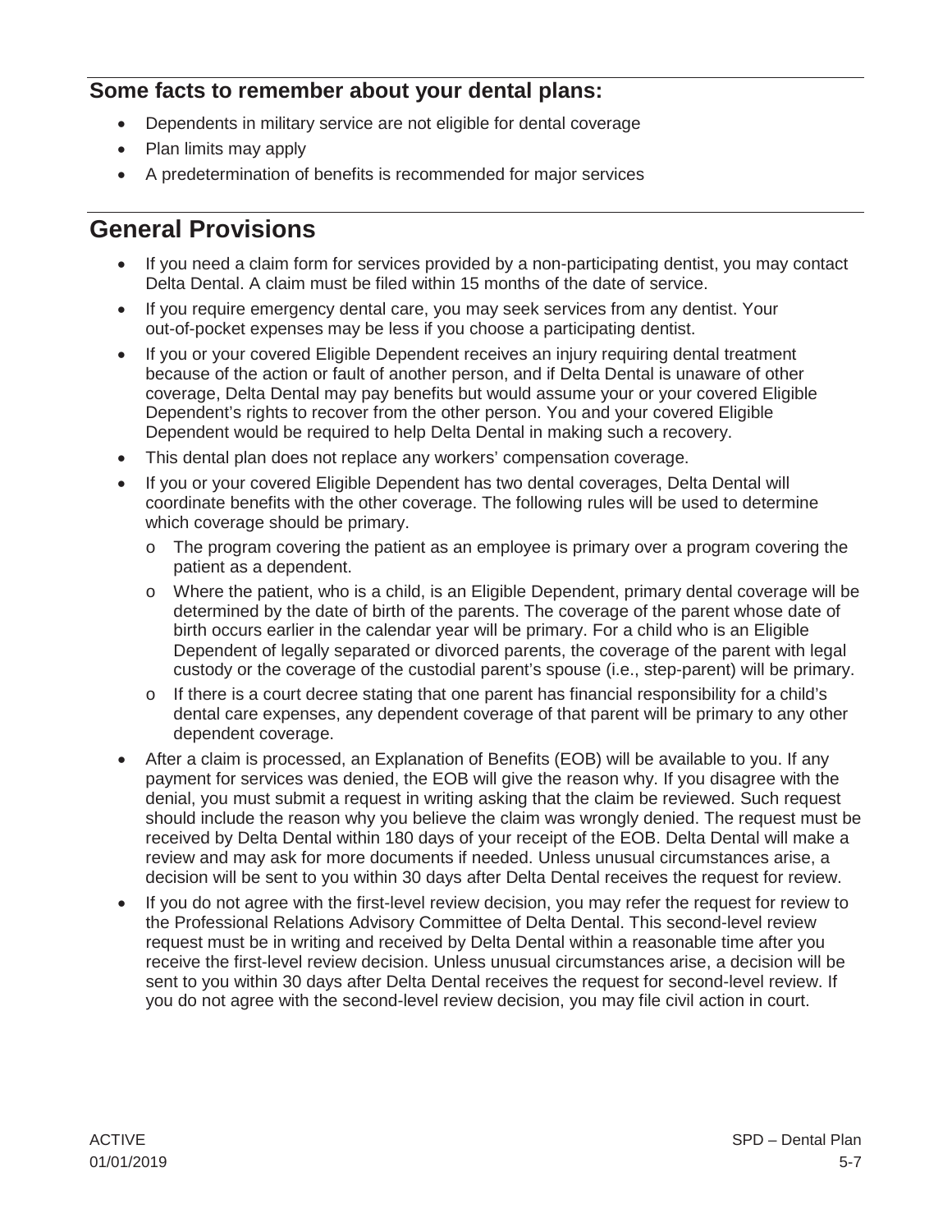### Some facts to remember about your dental plans:

- Dependents in military service are not eligible for dental coverage
- Plan limits may apply
- A predetermination of benefits is recommended for major services

## General Provisions

- If you need a claim form for services provided by a non-participating dentist, you may contact Delta Dental. A claim must be filed within 15 months of the date of service.
- If you require emergency dental care, you may seek services from any dentist. Your out-of-pocket expenses may be less if you choose a participating dentist.
- If you or your covered Eligible Dependent receives an injury requiring dental treatment because of the action or fault of another person, and if Delta Dental is unaware of other coverage, Delta Dental may pay benefits but would assume your or your covered Eligible Dependent's rights to recover from the other person. You and your covered Eligible Dependent would be required to help Delta Dental in making such a recovery.
- This dental plan does not replace any workers' compensation coverage.
- If you or your covered Eligible Dependent has two dental coverages, Delta Dental will coordinate benefits with the other coverage. The following rules will be used to determine which coverage should be primary.
  - The program covering the patient as an employee is primary over a program covering the patient as a dependent.
  - Where the patient, who is a child, is an Eligible Dependent, primary dental coverage will be determined by the date of birth of the parents. The coverage of the parent whose date of birth occurs earlier in the calendar year will be primary. For a child who is an Eligible Dependent of legally separated or divorced parents, the coverage of the parent with legal custody or the coverage of the custodial parent's spouse (i.e., step-parent) will be primary.
  - If there is a court decree stating that one parent has financial responsibility for a child's dental care expenses, any dependent coverage of that parent will be primary to any other dependent coverage.
- After a claim is processed, an Explanation of Benefits (EOB) will be available to you. If any payment for services was denied, the EOB will give the reason why. If you disagree with the denial, you must submit a request in writing asking that the claim be reviewed. Such request should include the reason why you believe the claim was wrongly denied. The request must be received by Delta Dental within 180 days of your receipt of the EOB. Delta Dental will make a review and may ask for more documents if needed. Unless unusual circumstances arise, a decision will be sent to you within 30 days after Delta Dental receives the request for review.
- If you do not agree with the first-level review decision, you may refer the request for review to the Professional Relations Advisory Committee of Delta Dental. This second-level review request must be in writing and received by Delta Dental within a reasonable time after you receive the first-level review decision. Unless unusual circumstances arise, a decision will be sent to you within 30 days after Delta Dental receives the request for second-level review. If you do not agree with the second-level review decision, you may file civil action in court.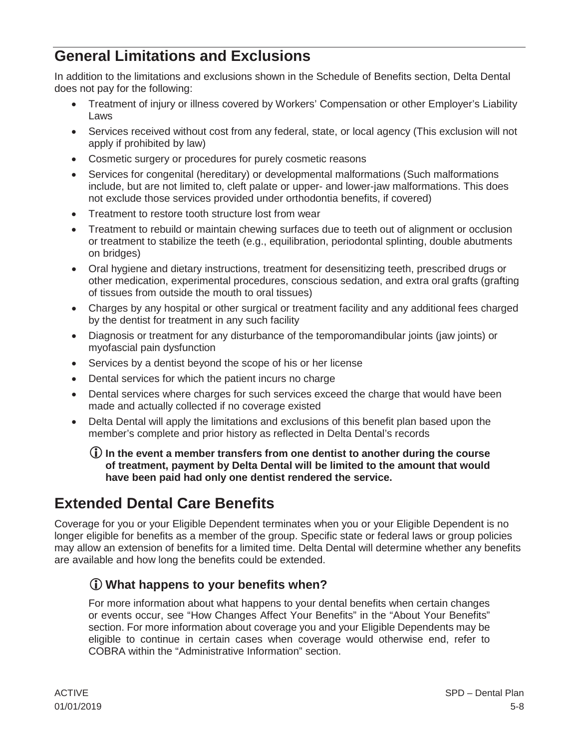## General Limitations and Exclusions

In addition to the limitations and exclusions shown in the Schedule of Benefits section, Delta Dental does not pay for the following:

- Treatment of injury or illness covered by Workers' Compensation or other Employer's Liability Laws
- Services received without cost from any federal, state, or local agency (This exclusion will not apply if prohibited by law)
- Cosmetic surgery or procedures for purely cosmetic reasons
- Services for congenital (hereditary) or developmental malformations (Such malformations include, but are not limited to, cleft palate or upper- and lower-jaw malformations. This does not exclude those services provided under orthodontia benefits, if covered)
- Treatment to restore tooth structure lost from wear
- Treatment to rebuild or maintain chewing surfaces due to teeth out of alignment or occlusion or treatment to stabilize the teeth (e.g., equilibration, periodontal splinting, double abutments on bridges)
- Oral hygiene and dietary instructions, treatment for desensitizing teeth, prescribed drugs or other medication, experimental procedures, conscious sedation, and extra oral grafts (grafting of tissues from outside the mouth to oral tissues)
- Charges by any hospital or other surgical or treatment facility and any additional fees charged by the dentist for treatment in any such facility
- Diagnosis or treatment for any disturbance of the temporomandibular joints (jaw joints) or myofascial pain dysfunction
- Services by a dentist beyond the scope of his or her license
- Dental services for which the patient incurs no charge
- Dental services where charges for such services exceed the charge that would have been made and actually collected if no coverage existed
- Delta Dental will apply the limitations and exclusions of this benefit plan based upon the member's complete and prior history as reflected in Delta Dental's records

ⓘ **In the event a member transfers from one dentist to another during the course of treatment, payment by Delta Dental will be limited to the amount that would have been paid had only one dentist rendered the service.**

## Extended Dental Care Benefits

Coverage for you or your Eligible Dependent terminates when you or your Eligible Dependent is no longer eligible for benefits as a member of the group. Specific state or federal laws or group policies may allow an extension of benefits for a limited time. Delta Dental will determine whether any benefits are available and how long the benefits could be extended.

### ⓘ What happens to your benefits when?

For more information about what happens to your dental benefits when certain changes or events occur, see "How Changes Affect Your Benefits" in the "About Your Benefits" section. For more information about coverage you and your Eligible Dependents may be eligible to continue in certain cases when coverage would otherwise end, refer to COBRA within the "Administrative Information" section.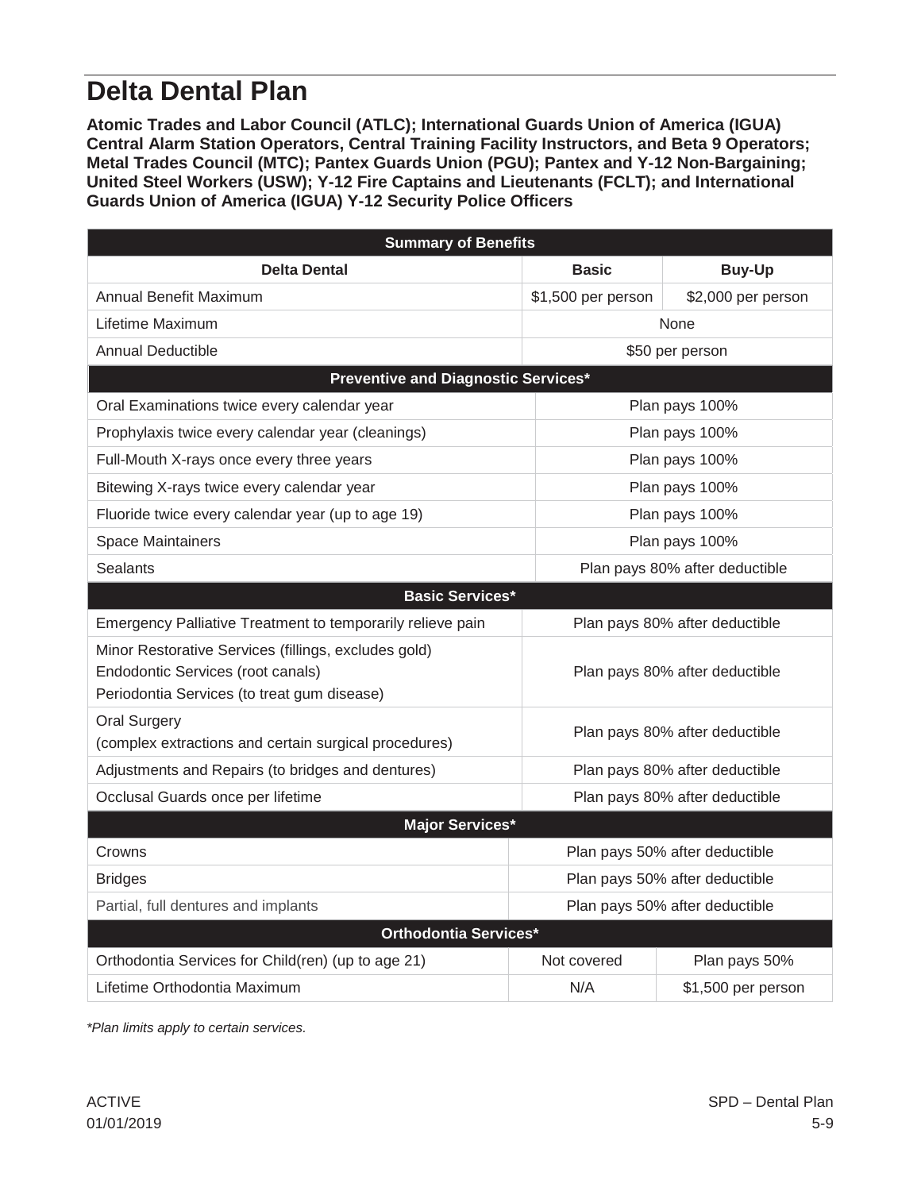# Delta Dental Plan

**Atomic Trades and Labor Council (ATLC); International Guards Union of America (IGUA) Central Alarm Station Operators, Central Training Facility Instructors, and Beta 9 Operators; Metal Trades Council (MTC); Pantex Guards Union (PGU); Pantex and Y-12 Non-Bargaining; United Steel Workers (USW); Y-12 Fire Captains and Lieutenants (FCLT); and International Guards Union of America (IGUA) Y-12 Security Police Officers**

| Summary of Benefits | | |
|---|---|---|
| **Delta Dental** | **Basic** | **Buy-Up** |
| Annual Benefit Maximum | $1,500 per person | $2,000 per person |
| Lifetime Maximum | None | |
| Annual Deductible | $50 per person | |
| **Preventive and Diagnostic Services*** | | |
| Oral Examinations twice every calendar year | Plan pays 100% | |
| Prophylaxis twice every calendar year (cleanings) | Plan pays 100% | |
| Full-Mouth X-rays once every three years | Plan pays 100% | |
| Bitewing X-rays twice every calendar year | Plan pays 100% | |
| Fluoride twice every calendar year (up to age 19) | Plan pays 100% | |
| Space Maintainers | Plan pays 100% | |
| Sealants | Plan pays 80% after deductible | |
| **Basic Services*** | | |
| Emergency Palliative Treatment to temporarily relieve pain | Plan pays 80% after deductible | |
| Minor Restorative Services (fillings, excludes gold)<br>Endodontic Services (root canals)<br>Periodontia Services (to treat gum disease) | Plan pays 80% after deductible | |
| Oral Surgery<br>(complex extractions and certain surgical procedures) | Plan pays 80% after deductible | |
| Adjustments and Repairs (to bridges and dentures) | Plan pays 80% after deductible | |
| Occlusal Guards once per lifetime | Plan pays 80% after deductible | |
| **Major Services*** | | |
| Crowns | Plan pays 50% after deductible | |
| Bridges | Plan pays 50% after deductible | |
| Partial, full dentures and implants | Plan pays 50% after deductible | |
| **Orthodontia Services*** | | |
| Orthodontia Services for Child(ren) (up to age 21) | Not covered | Plan pays 50% |
| Lifetime Orthodontia Maximum | N/A | $1,500 per person |

*\*Plan limits apply to certain services.*